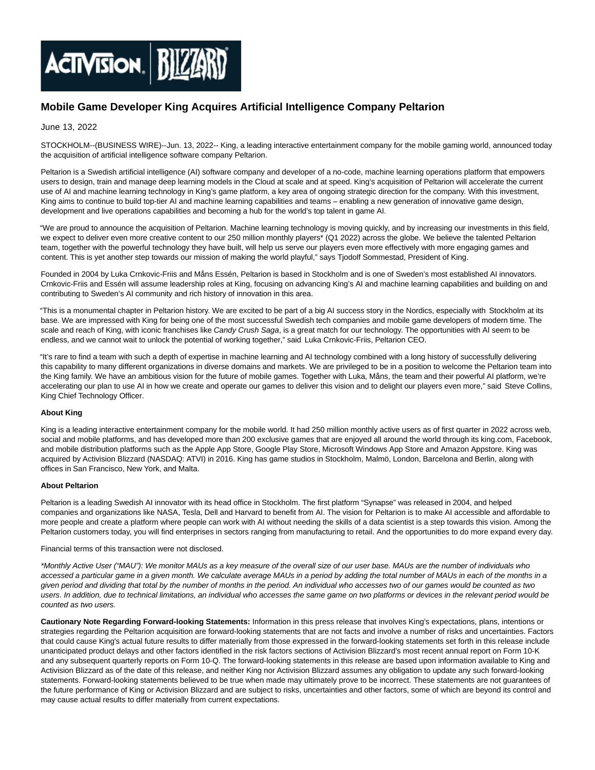# Mobile Game Developer King Acquires Artificial Intelligence Company Peltarion

June 13, 2022

STOCKHOLM--(BUSINESS WIRE)--Jun. 13, 2022-- King, a leading interactive entertainment company for the mobile gaming world, announced today the acquisition of artificial intelligence software company Peltarion.

Peltarion is a Swedish artificial intelligence (AI) software company and developer of a no-code, machine learning operations platform that empowers users to design, train and manage deep learning models in the Cloud at scale and at speed. King's acquisition of Peltarion will accelerate the current use of AI and machine learning technology in King's game platform, a key area of ongoing strategic direction for the company. With this investment, King aims to continue to build top-tier AI and machine learning capabilities and teams – enabling a new generation of innovative game design, development and live operations capabilities and becoming a hub for the world's top talent in game AI.

"We are proud to announce the acquisition of Peltarion. Machine learning technology is moving quickly, and by increasing our investments in this field, we expect to deliver even more creative content to our 250 million monthly players* (Q1 2022) across the globe. We believe the talented Peltarion team, together with the powerful technology they have built, will help us serve our players even more effectively with more engaging games and content. This is yet another step towards our mission of making the world playful," says Tjodolf Sommestad, President of King.

Founded in 2004 by Luka Crnkovic-Friis and Måns Essén, Peltarion is based in Stockholm and is one of Sweden's most established AI innovators. Crnkovic-Friis and Essén will assume leadership roles at King, focusing on advancing King's AI and machine learning capabilities and building on and contributing to Sweden's AI community and rich history of innovation in this area.

"This is a monumental chapter in Peltarion history. We are excited to be part of a big AI success story in the Nordics, especially with Stockholm at its base. We are impressed with King for being one of the most successful Swedish tech companies and mobile game developers of modern time. The scale and reach of King, with iconic franchises like *Candy Crush Saga*, is a great match for our technology. The opportunities with AI seem to be endless, and we cannot wait to unlock the potential of working together," said Luka Crnkovic-Friis, Peltarion CEO.

"It's rare to find a team with such a depth of expertise in machine learning and AI technology combined with a long history of successfully delivering this capability to many different organizations in diverse domains and markets. We are privileged to be in a position to welcome the Peltarion team into the King family. We have an ambitious vision for the future of mobile games. Together with Luka, Måns, the team and their powerful AI platform, we're accelerating our plan to use AI in how we create and operate our games to deliver this vision and to delight our players even more," said Steve Collins, King Chief Technology Officer.

**About King**

King is a leading interactive entertainment company for the mobile world. It had 250 million monthly active users as of first quarter in 2022 across web, social and mobile platforms, and has developed more than 200 exclusive games that are enjoyed all around the world through its king.com, Facebook, and mobile distribution platforms such as the Apple App Store, Google Play Store, Microsoft Windows App Store and Amazon Appstore. King was acquired by Activision Blizzard (NASDAQ: ATVI) in 2016. King has game studios in Stockholm, Malmö, London, Barcelona and Berlin, along with offices in San Francisco, New York, and Malta.

**About Peltarion**

Peltarion is a leading Swedish AI innovator with its head office in Stockholm. The first platform "Synapse" was released in 2004, and helped companies and organizations like NASA, Tesla, Dell and Harvard to benefit from AI. The vision for Peltarion is to make AI accessible and affordable to more people and create a platform where people can work with AI without needing the skills of a data scientist is a step towards this vision. Among the Peltarion customers today, you will find enterprises in sectors ranging from manufacturing to retail. And the opportunities to do more expand every day.

Financial terms of this transaction were not disclosed.

*\*Monthly Active User ("MAU"): We monitor MAUs as a key measure of the overall size of our user base. MAUs are the number of individuals who accessed a particular game in a given month. We calculate average MAUs in a period by adding the total number of MAUs in each of the months in a given period and dividing that total by the number of months in the period. An individual who accesses two of our games would be counted as two users. In addition, due to technical limitations, an individual who accesses the same game on two platforms or devices in the relevant period would be counted as two users.*

**Cautionary Note Regarding Forward-looking Statements:** Information in this press release that involves King's expectations, plans, intentions or strategies regarding the Peltarion acquisition are forward-looking statements that are not facts and involve a number of risks and uncertainties. Factors that could cause King's actual future results to differ materially from those expressed in the forward-looking statements set forth in this release include unanticipated product delays and other factors identified in the risk factors sections of Activision Blizzard's most recent annual report on Form 10-K and any subsequent quarterly reports on Form 10-Q. The forward-looking statements in this release are based upon information available to King and Activision Blizzard as of the date of this release, and neither King nor Activision Blizzard assumes any obligation to update any such forward-looking statements. Forward-looking statements believed to be true when made may ultimately prove to be incorrect. These statements are not guarantees of the future performance of King or Activision Blizzard and are subject to risks, uncertainties and other factors, some of which are beyond its control and may cause actual results to differ materially from current expectations.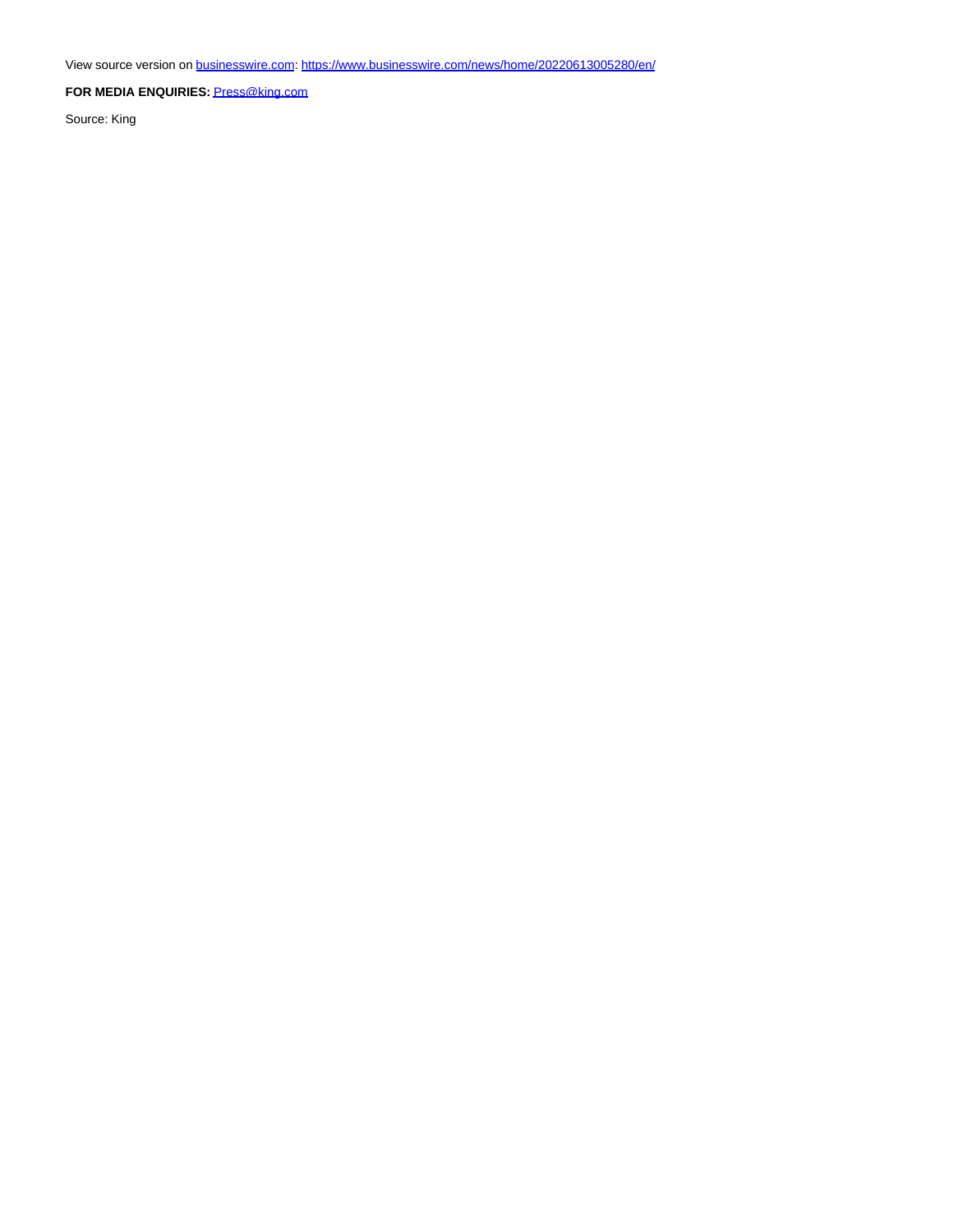View source version on businesswire.com: https://www.businesswire.com/news/home/20220613005280/en/

**FOR MEDIA ENQUIRIES:** Press@king.com

Source: King